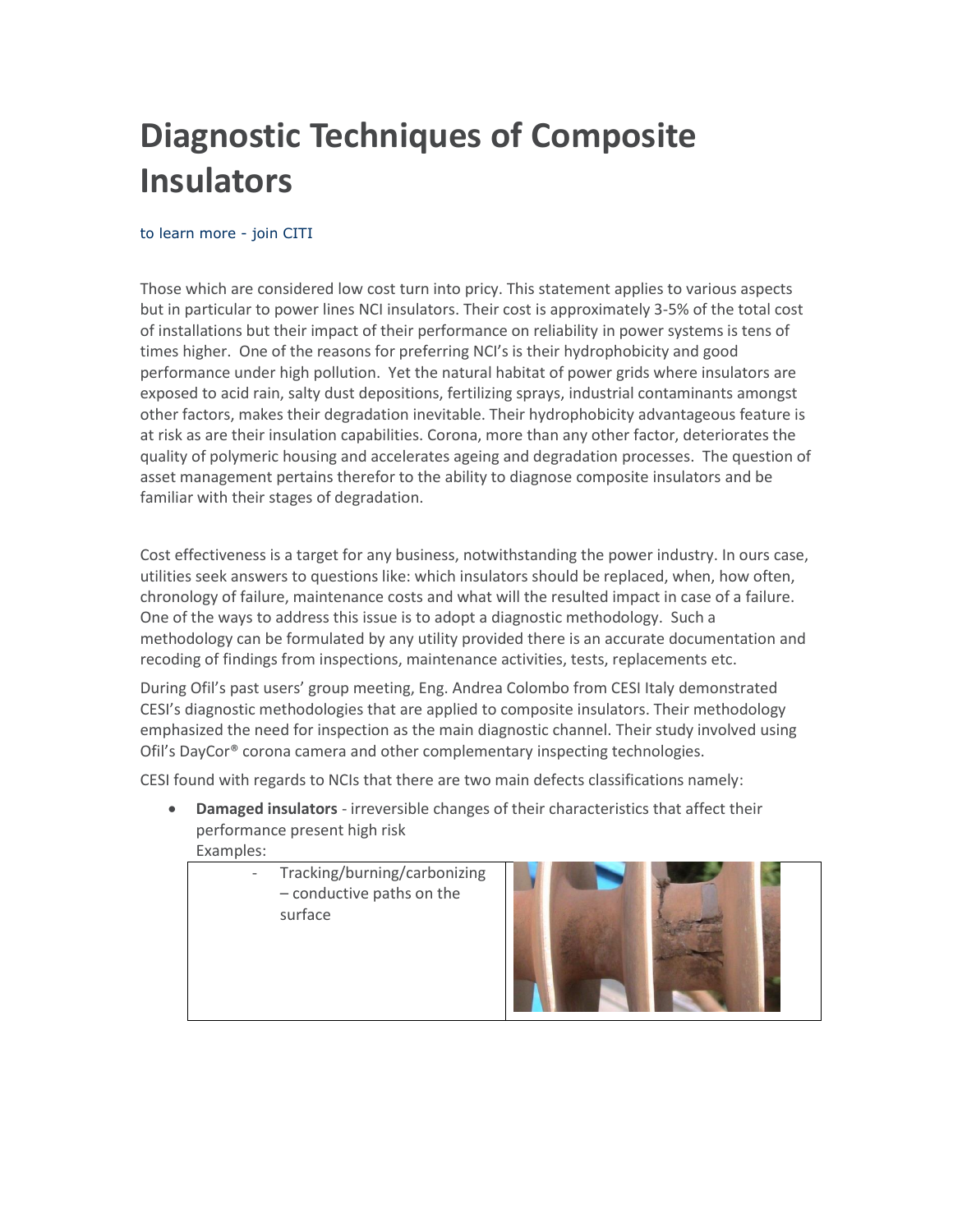# Diagnostic Techniques of Composite Insulators

to learn more - join CITI

Those which are considered low cost turn into pricy. This statement applies to various aspects but in particular to power lines NCI insulators. Their cost is approximately 3-5% of the total cost of installations but their impact of their performance on reliability in power systems is tens of times higher. One of the reasons for preferring NCI's is their hydrophobicity and good performance under high pollution. Yet the natural habitat of power grids where insulators are exposed to acid rain, salty dust depositions, fertilizing sprays, industrial contaminants amongst other factors, makes their degradation inevitable. Their hydrophobicity advantageous feature is at risk as are their insulation capabilities. Corona, more than any other factor, deteriorates the quality of polymeric housing and accelerates ageing and degradation processes. The question of asset management pertains therefor to the ability to diagnose composite insulators and be familiar with their stages of degradation.

Cost effectiveness is a target for any business, notwithstanding the power industry. In ours case, utilities seek answers to questions like: which insulators should be replaced, when, how often, chronology of failure, maintenance costs and what will the resulted impact in case of a failure. One of the ways to address this issue is to adopt a diagnostic methodology. Such a methodology can be formulated by any utility provided there is an accurate documentation and recoding of findings from inspections, maintenance activities, tests, replacements etc.

During Ofil's past users' group meeting, Eng. Andrea Colombo from CESI Italy demonstrated CESI's diagnostic methodologies that are applied to composite insulators. Their methodology emphasized the need for inspection as the main diagnostic channel. Their study involved using Ofil's DayCor® corona camera and other complementary inspecting technologies.

CESI found with regards to NCIs that there are two main defects classifications namely:

- **Damaged insulators** - irreversible changes of their characteristics that affect their performance present high risk
  Examples:

| | |
|---|---|
| - Tracking/burning/carbonizing – conductive paths on the surface | |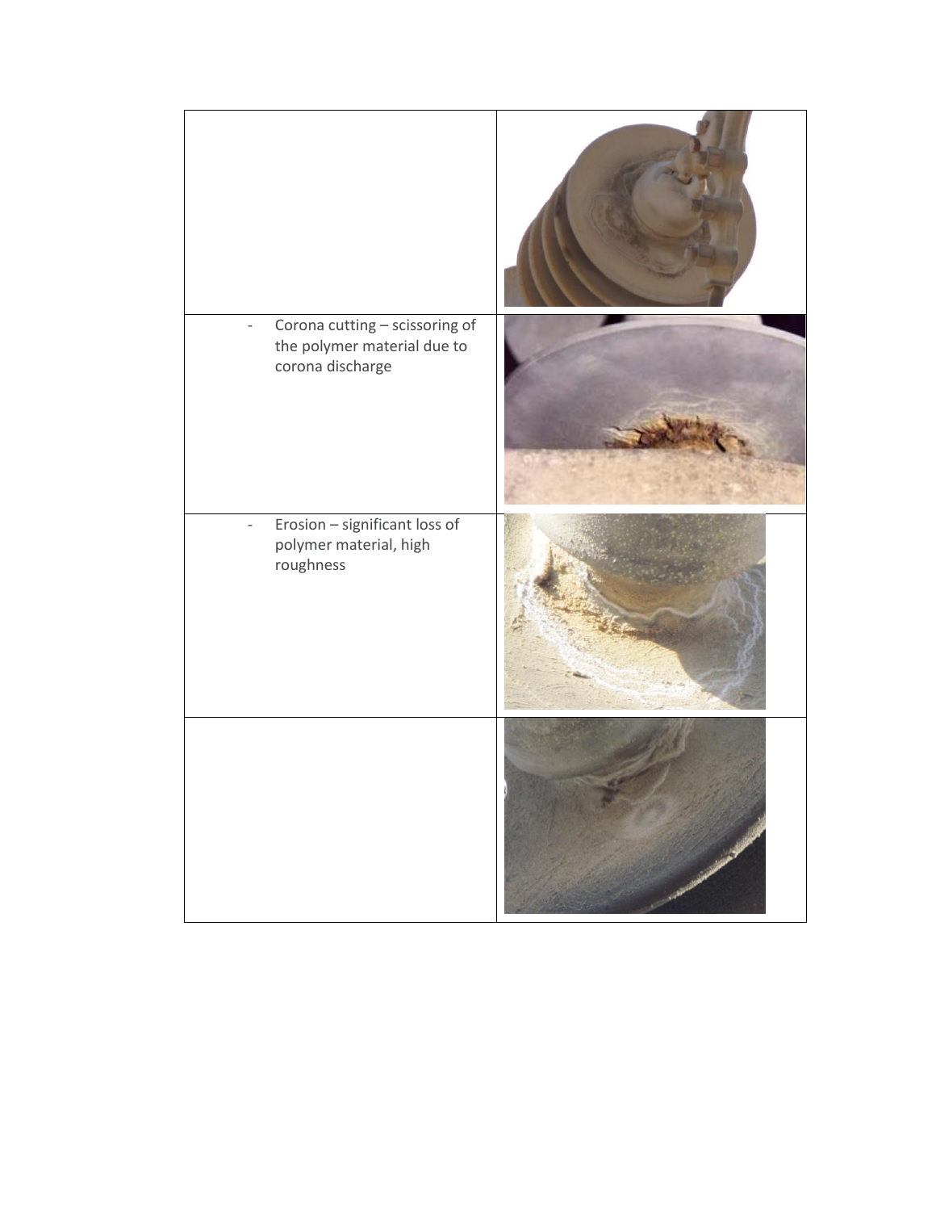| | |
|---|---|
| | |
| - Corona cutting – scissoring of the polymer material due to corona discharge | |
| - Erosion – significant loss of polymer material, high roughness | |
| | |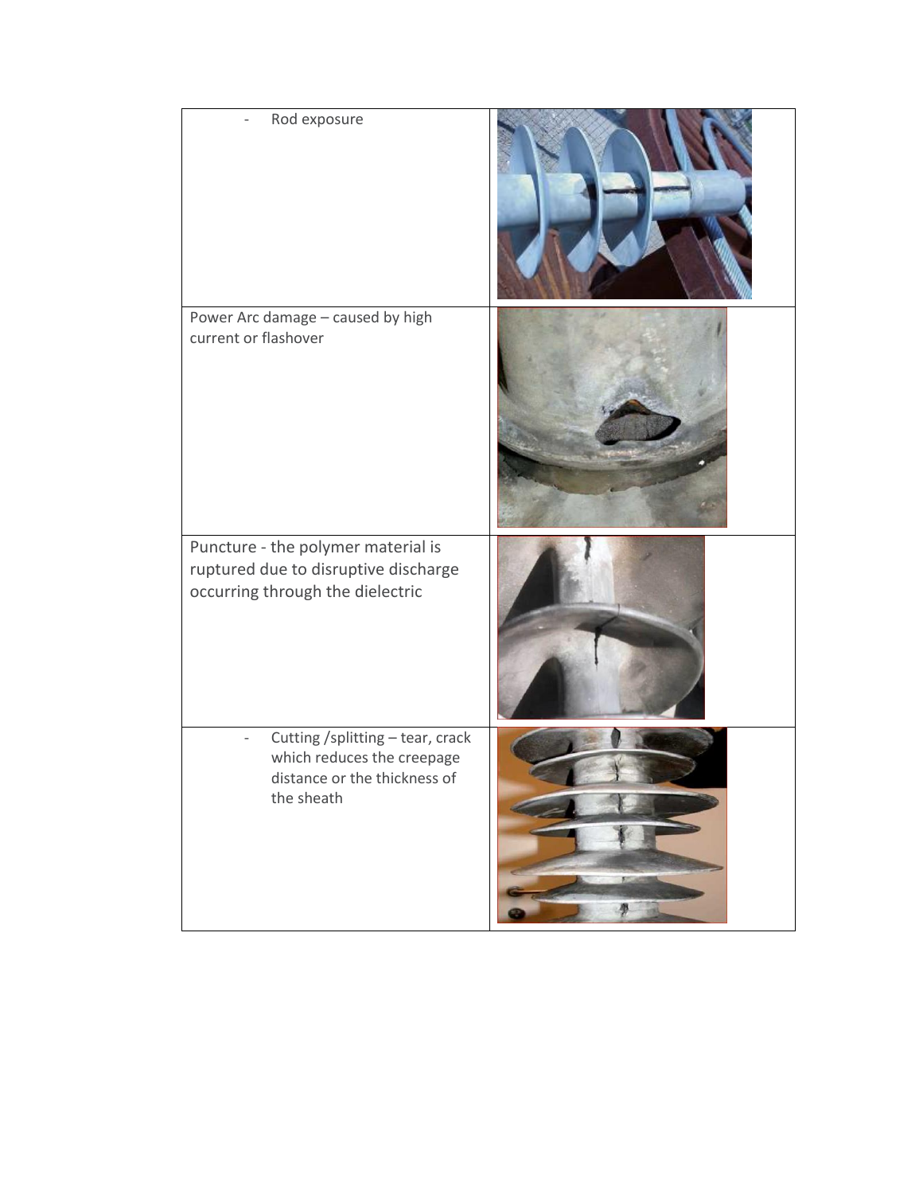|  |  |
|---|---|
| - Rod exposure |  |
| Power Arc damage – caused by high current or flashover |  |
| Puncture - the polymer material is ruptured due to disruptive discharge occurring through the dielectric |  |
| - Cutting /splitting – tear, crack which reduces the creepage distance or the thickness of the sheath |  |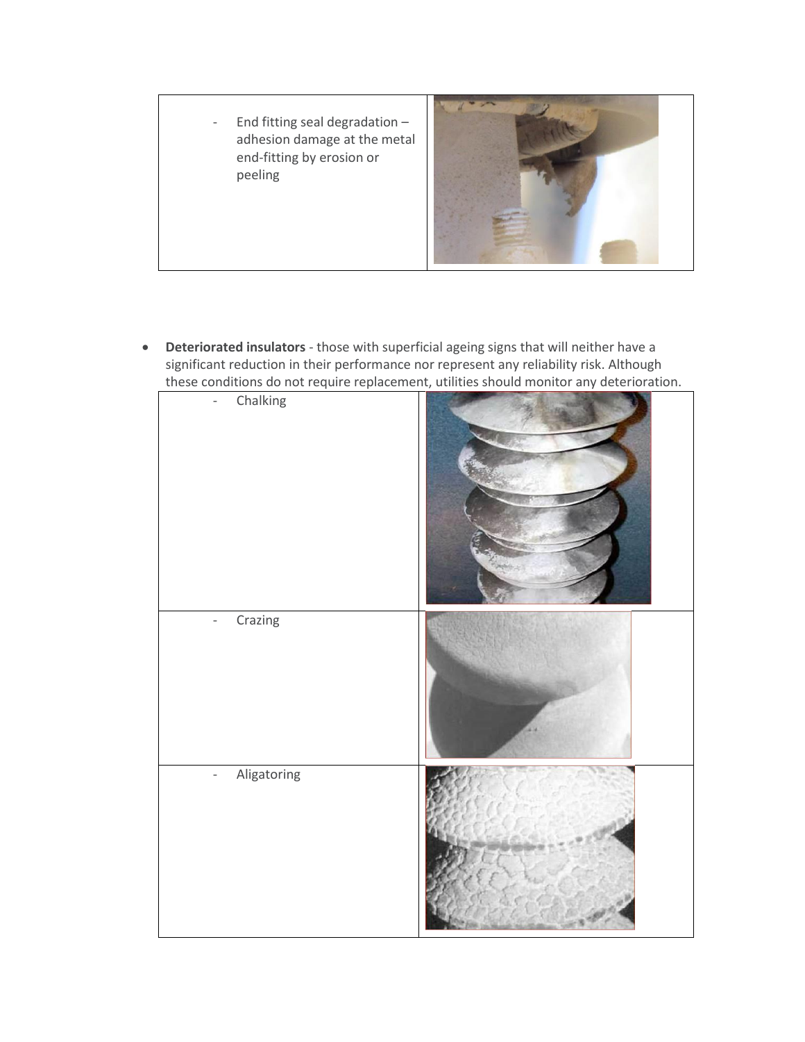| | |
|---|---|
| - End fitting seal degradation – adhesion damage at the metal end-fitting by erosion or peeling | |

- **Deteriorated insulators** - those with superficial ageing signs that will neither have a significant reduction in their performance nor represent any reliability risk. Although these conditions do not require replacement, utilities should monitor any deterioration.

| | |
|---|---|
| - Chalking | |
| - Crazing | |
| - Aligatoring | |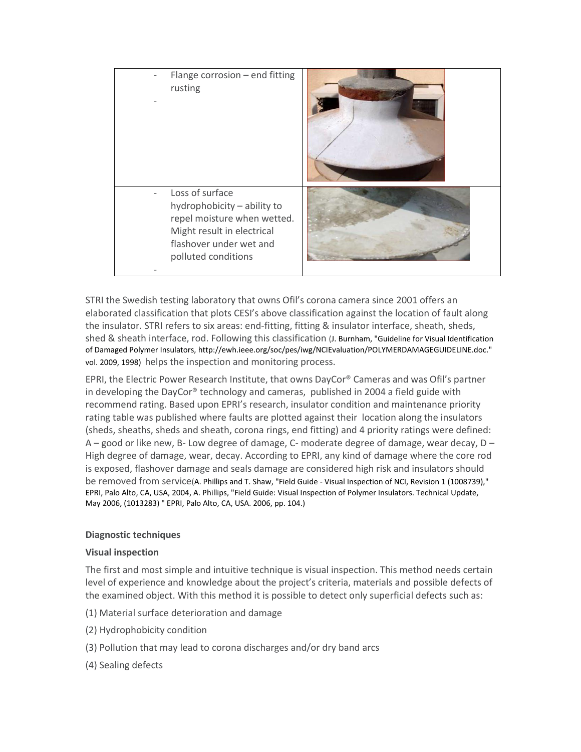| | |
|---|---|
| - Flange corrosion – end fitting rusting<br>- | |
| - Loss of surface hydrophobicity – ability to repel moisture when wetted. Might result in electrical flashover under wet and polluted conditions<br>- | |

STRI the Swedish testing laboratory that owns Ofil's corona camera since 2001 offers an elaborated classification that plots CESI's above classification against the location of fault along the insulator. STRI refers to six areas: end-fitting, fitting & insulator interface, sheath, sheds, shed & sheath interface, rod. Following this classification (J. Burnham, "Guideline for Visual Identification of Damaged Polymer Insulators, http://ewh.ieee.org/soc/pes/iwg/NCIEvaluation/POLYMERDAMAGEGUIDELINE.doc." vol. 2009, 1998) helps the inspection and monitoring process.

EPRI, the Electric Power Research Institute, that owns DayCor® Cameras and was Ofil's partner in developing the DayCor® technology and cameras, published in 2004 a field guide with recommend rating. Based upon EPRI's research, insulator condition and maintenance priority rating table was published where faults are plotted against their location along the insulators (sheds, sheaths, sheds and sheath, corona rings, end fitting) and 4 priority ratings were defined: A – good or like new, B- Low degree of damage, C- moderate degree of damage, wear decay, D – High degree of damage, wear, decay. According to EPRI, any kind of damage where the core rod is exposed, flashover damage and seals damage are considered high risk and insulators should be removed from service(A. Phillips and T. Shaw, "Field Guide - Visual Inspection of NCI, Revision 1 (1008739)," EPRI, Palo Alto, CA, USA, 2004, A. Phillips, "Field Guide: Visual Inspection of Polymer Insulators. Technical Update, May 2006, (1013283) " EPRI, Palo Alto, CA, USA. 2006, pp. 104.)

**Diagnostic techniques**

**Visual inspection**

The first and most simple and intuitive technique is visual inspection. This method needs certain level of experience and knowledge about the project's criteria, materials and possible defects of the examined object. With this method it is possible to detect only superficial defects such as:

(1) Material surface deterioration and damage

(2) Hydrophobicity condition

(3) Pollution that may lead to corona discharges and/or dry band arcs

(4) Sealing defects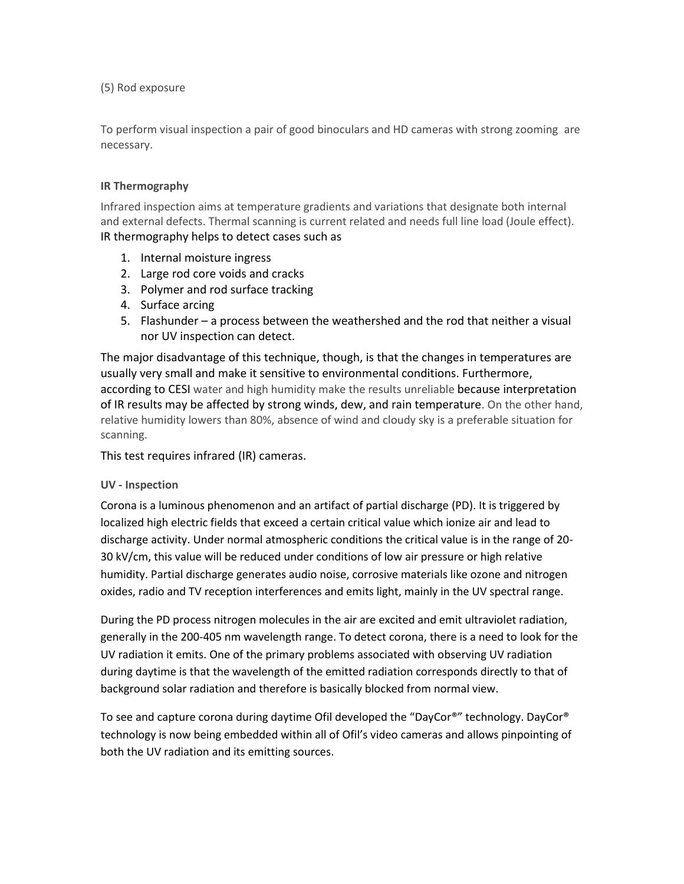(5) Rod exposure

To perform visual inspection a pair of good binoculars and HD cameras with strong zooming are necessary.

**IR Thermography**

Infrared inspection aims at temperature gradients and variations that designate both internal and external defects. Thermal scanning is current related and needs full line load (Joule effect). IR thermography helps to detect cases such as

1. Internal moisture ingress
2. Large rod core voids and cracks
3. Polymer and rod surface tracking
4. Surface arcing
5. Flashunder – a process between the weathershed and the rod that neither a visual nor UV inspection can detect.

The major disadvantage of this technique, though, is that the changes in temperatures are usually very small and make it sensitive to environmental conditions. Furthermore, according to CESI water and high humidity make the results unreliable because interpretation of IR results may be affected by strong winds, dew, and rain temperature. On the other hand, relative humidity lowers than 80%, absence of wind and cloudy sky is a preferable situation for scanning.

This test requires infrared (IR) cameras.

**UV - Inspection**

Corona is a luminous phenomenon and an artifact of partial discharge (PD). It is triggered by localized high electric fields that exceed a certain critical value which ionize air and lead to discharge activity. Under normal atmospheric conditions the critical value is in the range of 20-30 kV/cm, this value will be reduced under conditions of low air pressure or high relative humidity. Partial discharge generates audio noise, corrosive materials like ozone and nitrogen oxides, radio and TV reception interferences and emits light, mainly in the UV spectral range.

During the PD process nitrogen molecules in the air are excited and emit ultraviolet radiation, generally in the 200-405 nm wavelength range. To detect corona, there is a need to look for the UV radiation it emits. One of the primary problems associated with observing UV radiation during daytime is that the wavelength of the emitted radiation corresponds directly to that of background solar radiation and therefore is basically blocked from normal view.

To see and capture corona during daytime Ofil developed the "DayCor®" technology. DayCor® technology is now being embedded within all of Ofil's video cameras and allows pinpointing of both the UV radiation and its emitting sources.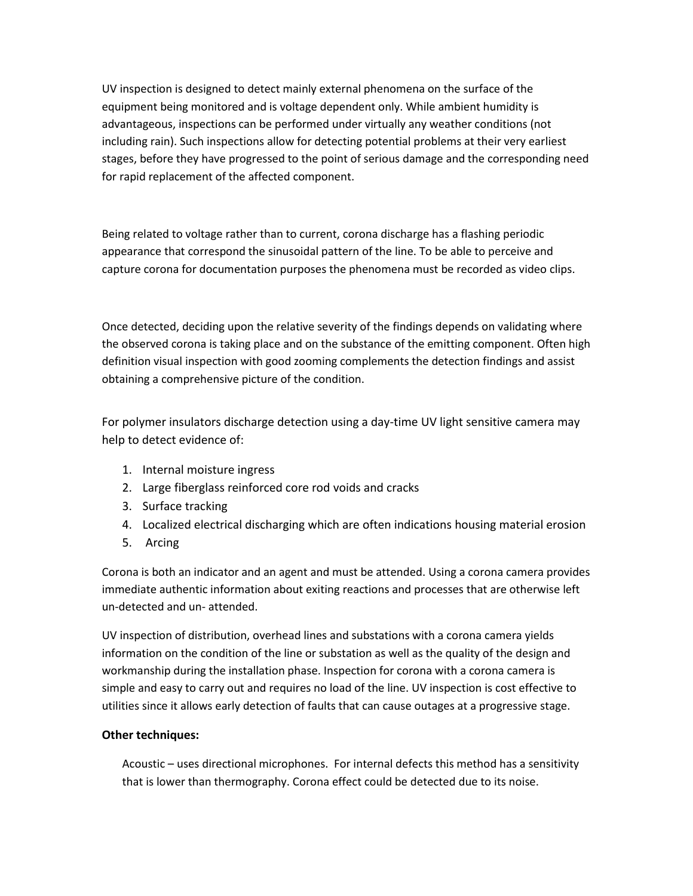UV inspection is designed to detect mainly external phenomena on the surface of the equipment being monitored and is voltage dependent only. While ambient humidity is advantageous, inspections can be performed under virtually any weather conditions (not including rain). Such inspections allow for detecting potential problems at their very earliest stages, before they have progressed to the point of serious damage and the corresponding need for rapid replacement of the affected component.

Being related to voltage rather than to current, corona discharge has a flashing periodic appearance that correspond the sinusoidal pattern of the line. To be able to perceive and capture corona for documentation purposes the phenomena must be recorded as video clips.

Once detected, deciding upon the relative severity of the findings depends on validating where the observed corona is taking place and on the substance of the emitting component. Often high definition visual inspection with good zooming complements the detection findings and assist obtaining a comprehensive picture of the condition.

For polymer insulators discharge detection using a day-time UV light sensitive camera may help to detect evidence of:

1. Internal moisture ingress
2. Large fiberglass reinforced core rod voids and cracks
3. Surface tracking
4. Localized electrical discharging which are often indications housing material erosion
5. Arcing

Corona is both an indicator and an agent and must be attended. Using a corona camera provides immediate authentic information about exiting reactions and processes that are otherwise left un-detected and un- attended.

UV inspection of distribution, overhead lines and substations with a corona camera yields information on the condition of the line or substation as well as the quality of the design and workmanship during the installation phase. Inspection for corona with a corona camera is simple and easy to carry out and requires no load of the line. UV inspection is cost effective to utilities since it allows early detection of faults that can cause outages at a progressive stage.

**Other techniques:**

Acoustic – uses directional microphones. For internal defects this method has a sensitivity that is lower than thermography. Corona effect could be detected due to its noise.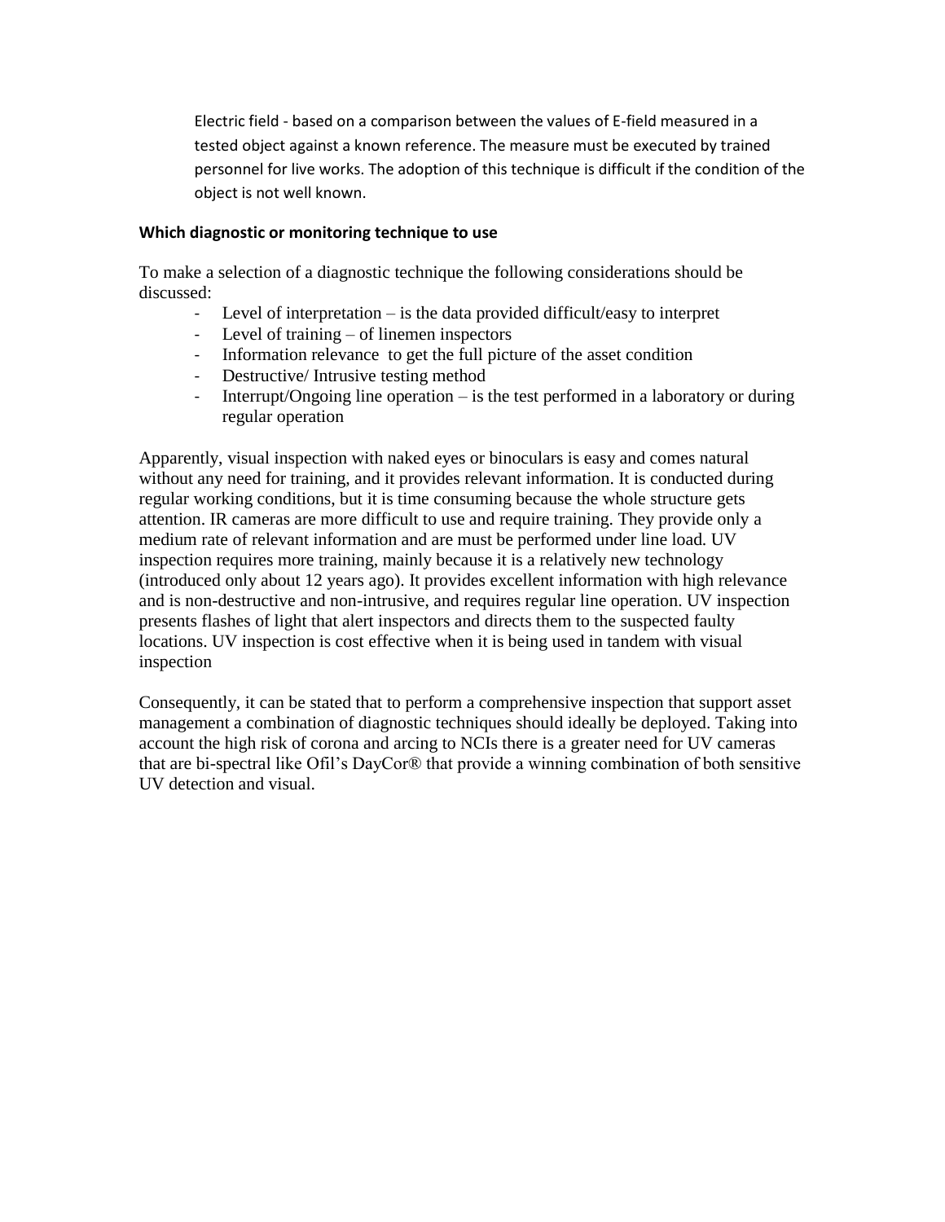Electric field - based on a comparison between the values of E-field measured in a tested object against a known reference. The measure must be executed by trained personnel for live works. The adoption of this technique is difficult if the condition of the object is not well known.

**Which diagnostic or monitoring technique to use**

To make a selection of a diagnostic technique the following considerations should be discussed:

- Level of interpretation – is the data provided difficult/easy to interpret
- Level of training – of linemen inspectors
- Information relevance to get the full picture of the asset condition
- Destructive/ Intrusive testing method
- Interrupt/Ongoing line operation – is the test performed in a laboratory or during regular operation

Apparently, visual inspection with naked eyes or binoculars is easy and comes natural without any need for training, and it provides relevant information. It is conducted during regular working conditions, but it is time consuming because the whole structure gets attention. IR cameras are more difficult to use and require training. They provide only a medium rate of relevant information and are must be performed under line load. UV inspection requires more training, mainly because it is a relatively new technology (introduced only about 12 years ago). It provides excellent information with high relevance and is non-destructive and non-intrusive, and requires regular line operation. UV inspection presents flashes of light that alert inspectors and directs them to the suspected faulty locations. UV inspection is cost effective when it is being used in tandem with visual inspection

Consequently, it can be stated that to perform a comprehensive inspection that support asset management a combination of diagnostic techniques should ideally be deployed. Taking into account the high risk of corona and arcing to NCIs there is a greater need for UV cameras that are bi-spectral like Ofil's DayCor® that provide a winning combination of both sensitive UV detection and visual.